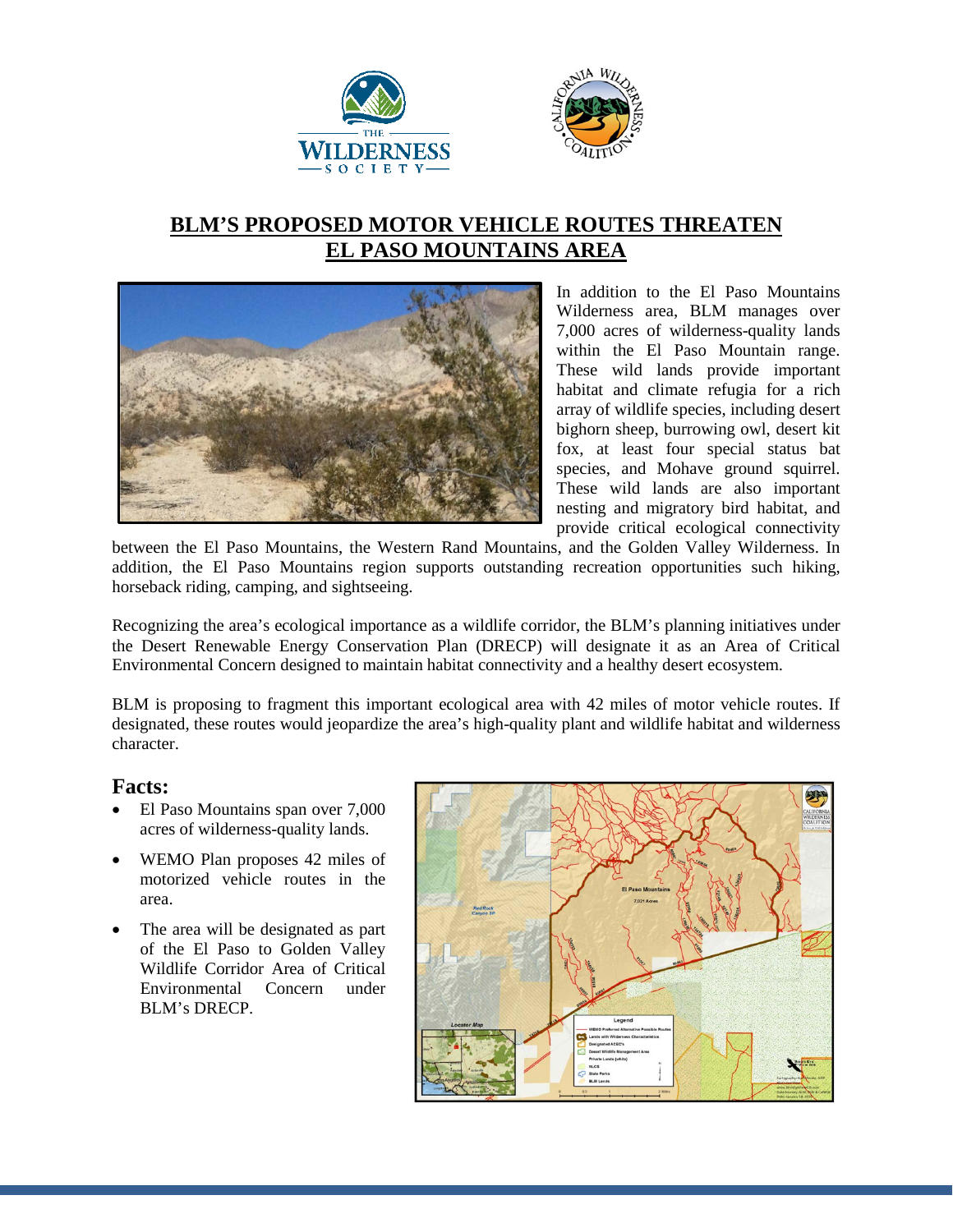## BLM'S PROPOSED MOTOR VEHICLE ROUTES THREATEN EL PASO MOUNTAINS AREA

In addition to the El Paso Mountains Wilderness area, BLM manages over 7,000 acres of wilderness-quality lands within the El Paso Mountain range. These wild lands provide important habitat and climate refugia for a rich array of wildlife species, including desert bighorn sheep, burrowing owl, desert kit fox, at least four special status bat species, and Mohave ground squirrel. These wild lands are also important nesting and migratory bird habitat, and provide critical ecological connectivity between the El Paso Mountains, the Western Rand Mountains, and the Golden Valley Wilderness. In addition, the El Paso Mountains region supports outstanding recreation opportunities such hiking, horseback riding, camping, and sightseeing.

Recognizing the area's ecological importance as a wildlife corridor, the BLM's planning initiatives under the Desert Renewable Energy Conservation Plan (DRECP) will designate it as an Area of Critical Environmental Concern designed to maintain habitat connectivity and a healthy desert ecosystem.

BLM is proposing to fragment this important ecological area with 42 miles of motor vehicle routes. If designated, these routes would jeopardize the area's high-quality plant and wildlife habitat and wilderness character.

### Facts:

- El Paso Mountains span over 7,000 acres of wilderness-quality lands.
- WEMO Plan proposes 42 miles of motorized vehicle routes in the area.
- The area will be designated as part of the El Paso to Golden Valley Wildlife Corridor Area of Critical Environmental Concern under BLM's DRECP.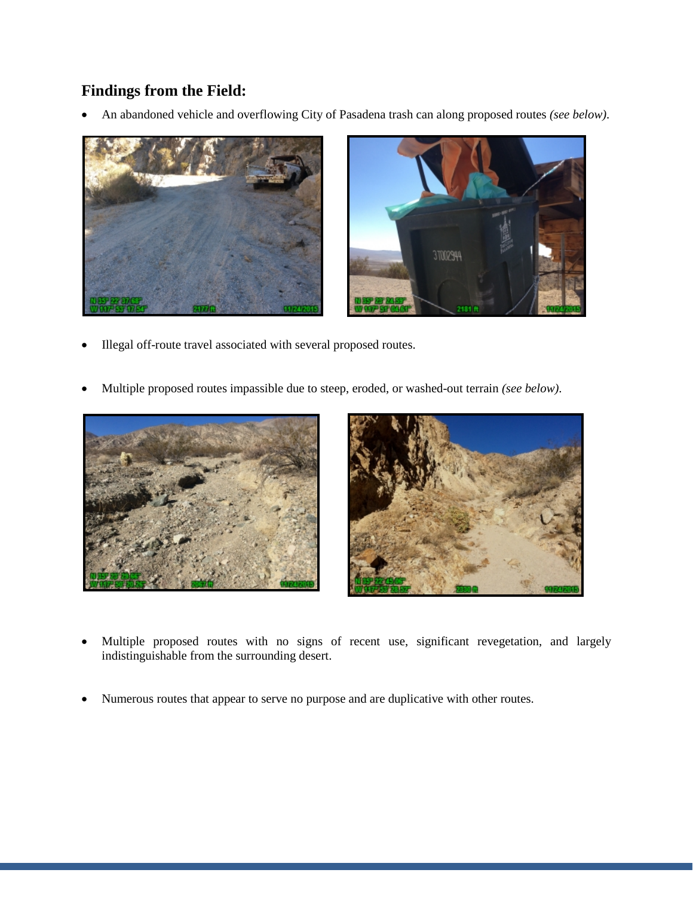## Findings from the Field:

- An abandoned vehicle and overflowing City of Pasadena trash can along proposed routes *(see below)*.

- Illegal off-route travel associated with several proposed routes.

- Multiple proposed routes impassible due to steep, eroded, or washed-out terrain *(see below)*.

- Multiple proposed routes with no signs of recent use, significant revegetation, and largely indistinguishable from the surrounding desert.

- Numerous routes that appear to serve no purpose and are duplicative with other routes.